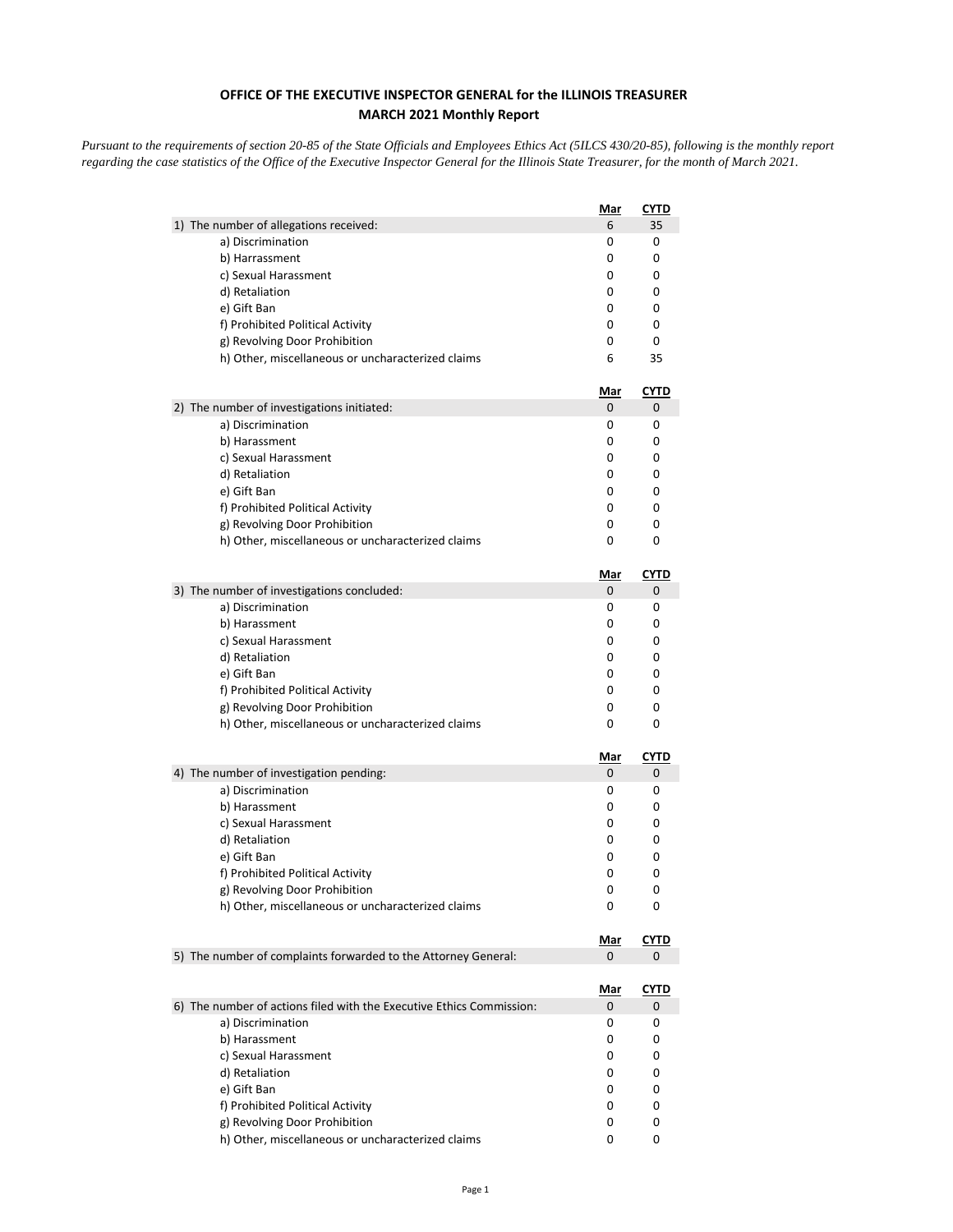**OFFICE OF THE EXECUTIVE INSPECTOR GENERAL for the ILLINOIS TREASURER**
**MARCH 2021 Monthly Report**

*Pursuant to the requirements of section 20-85 of the State Officials and Employees Ethics Act (5ILCS 430/20-85), following is the monthly report regarding the case statistics of the Office of the Executive Inspector General for the Illinois State Treasurer, for the month of March 2021.*

| | Mar | CYTD |
|---|---|---|
| 1) The number of allegations received: | 6 | 35 |
| a) Discrimination | 0 | 0 |
| b) Harrassment | 0 | 0 |
| c) Sexual Harassment | 0 | 0 |
| d) Retaliation | 0 | 0 |
| e) Gift Ban | 0 | 0 |
| f) Prohibited Political Activity | 0 | 0 |
| g) Revolving Door Prohibition | 0 | 0 |
| h) Other, miscellaneous or uncharacterized claims | 6 | 35 |

| | Mar | CYTD |
|---|---|---|
| 2) The number of investigations initiated: | 0 | 0 |
| a) Discrimination | 0 | 0 |
| b) Harassment | 0 | 0 |
| c) Sexual Harassment | 0 | 0 |
| d) Retaliation | 0 | 0 |
| e) Gift Ban | 0 | 0 |
| f) Prohibited Political Activity | 0 | 0 |
| g) Revolving Door Prohibition | 0 | 0 |
| h) Other, miscellaneous or uncharacterized claims | 0 | 0 |

| | Mar | CYTD |
|---|---|---|
| 3) The number of investigations concluded: | 0 | 0 |
| a) Discrimination | 0 | 0 |
| b) Harassment | 0 | 0 |
| c) Sexual Harassment | 0 | 0 |
| d) Retaliation | 0 | 0 |
| e) Gift Ban | 0 | 0 |
| f) Prohibited Political Activity | 0 | 0 |
| g) Revolving Door Prohibition | 0 | 0 |
| h) Other, miscellaneous or uncharacterized claims | 0 | 0 |

| | Mar | CYTD |
|---|---|---|
| 4) The number of investigation pending: | 0 | 0 |
| a) Discrimination | 0 | 0 |
| b) Harassment | 0 | 0 |
| c) Sexual Harassment | 0 | 0 |
| d) Retaliation | 0 | 0 |
| e) Gift Ban | 0 | 0 |
| f) Prohibited Political Activity | 0 | 0 |
| g) Revolving Door Prohibition | 0 | 0 |
| h) Other, miscellaneous or uncharacterized claims | 0 | 0 |

| | Mar | CYTD |
|---|---|---|
| 5) The number of complaints forwarded to the Attorney General: | 0 | 0 |

| | Mar | CYTD |
|---|---|---|
| 6) The number of actions filed with the Executive Ethics Commission: | 0 | 0 |
| a) Discrimination | 0 | 0 |
| b) Harassment | 0 | 0 |
| c) Sexual Harassment | 0 | 0 |
| d) Retaliation | 0 | 0 |
| e) Gift Ban | 0 | 0 |
| f) Prohibited Political Activity | 0 | 0 |
| g) Revolving Door Prohibition | 0 | 0 |
| h) Other, miscellaneous or uncharacterized claims | 0 | 0 |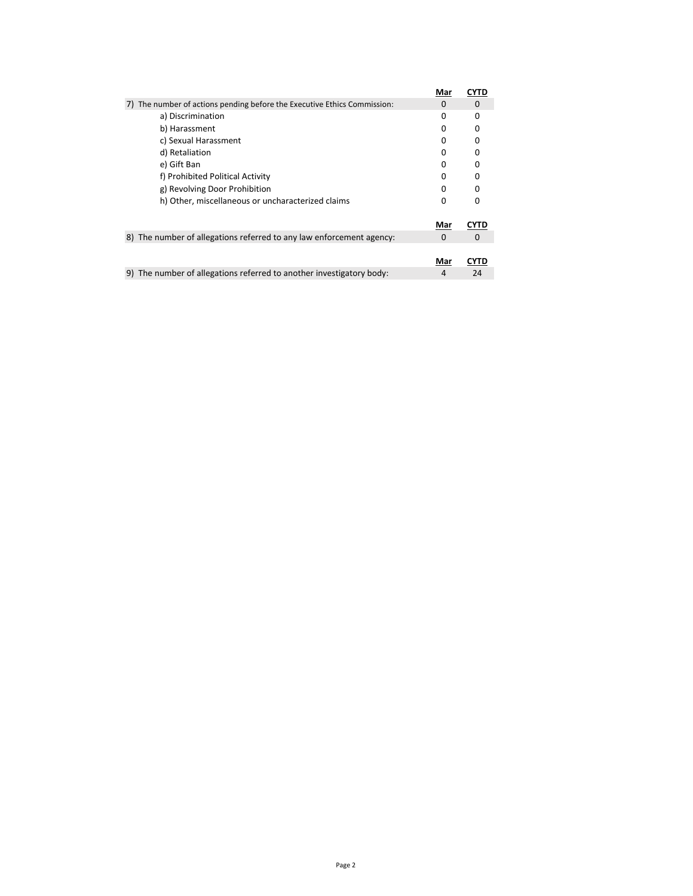| | Mar | CYTD |
|---|---|---|
| 7) The number of actions pending before the Executive Ethics Commission: | 0 | 0 |
| a) Discrimination | 0 | 0 |
| b) Harassment | 0 | 0 |
| c) Sexual Harassment | 0 | 0 |
| d) Retaliation | 0 | 0 |
| e) Gift Ban | 0 | 0 |
| f) Prohibited Political Activity | 0 | 0 |
| g) Revolving Door Prohibition | 0 | 0 |
| h) Other, miscellaneous or uncharacterized claims | 0 | 0 |

| | Mar | CYTD |
|---|---|---|
| 8) The number of allegations referred to any law enforcement agency: | 0 | 0 |

| | Mar | CYTD |
|---|---|---|
| 9) The number of allegations referred to another investigatory body: | 4 | 24 |